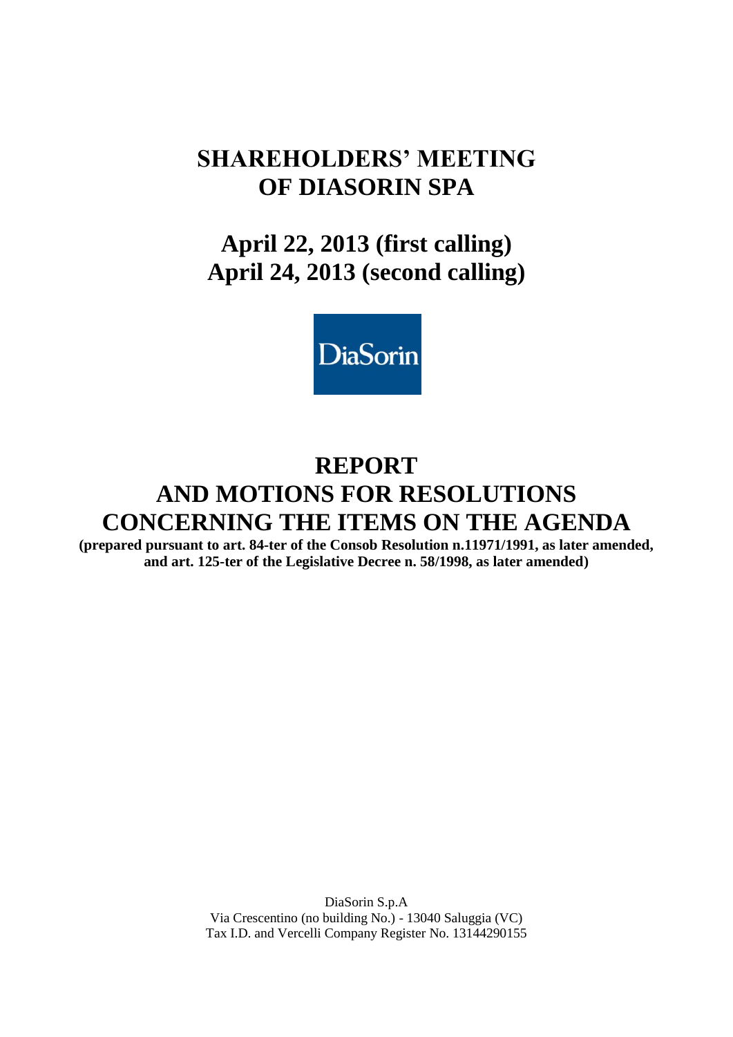# SHAREHOLDERS' MEETING OF DIASORIN SPA

## April 22, 2013 (first calling)
## April 24, 2013 (second calling)

DiaSorin

# REPORT AND MOTIONS FOR RESOLUTIONS CONCERNING THE ITEMS ON THE AGENDA

**(prepared pursuant to art. 84-ter of the Consob Resolution n.11971/1991, as later amended, and art. 125-ter of the Legislative Decree n. 58/1998, as later amended)**

DiaSorin S.p.A
Via Crescentino (no building No.) - 13040 Saluggia (VC)
Tax I.D. and Vercelli Company Register No. 13144290155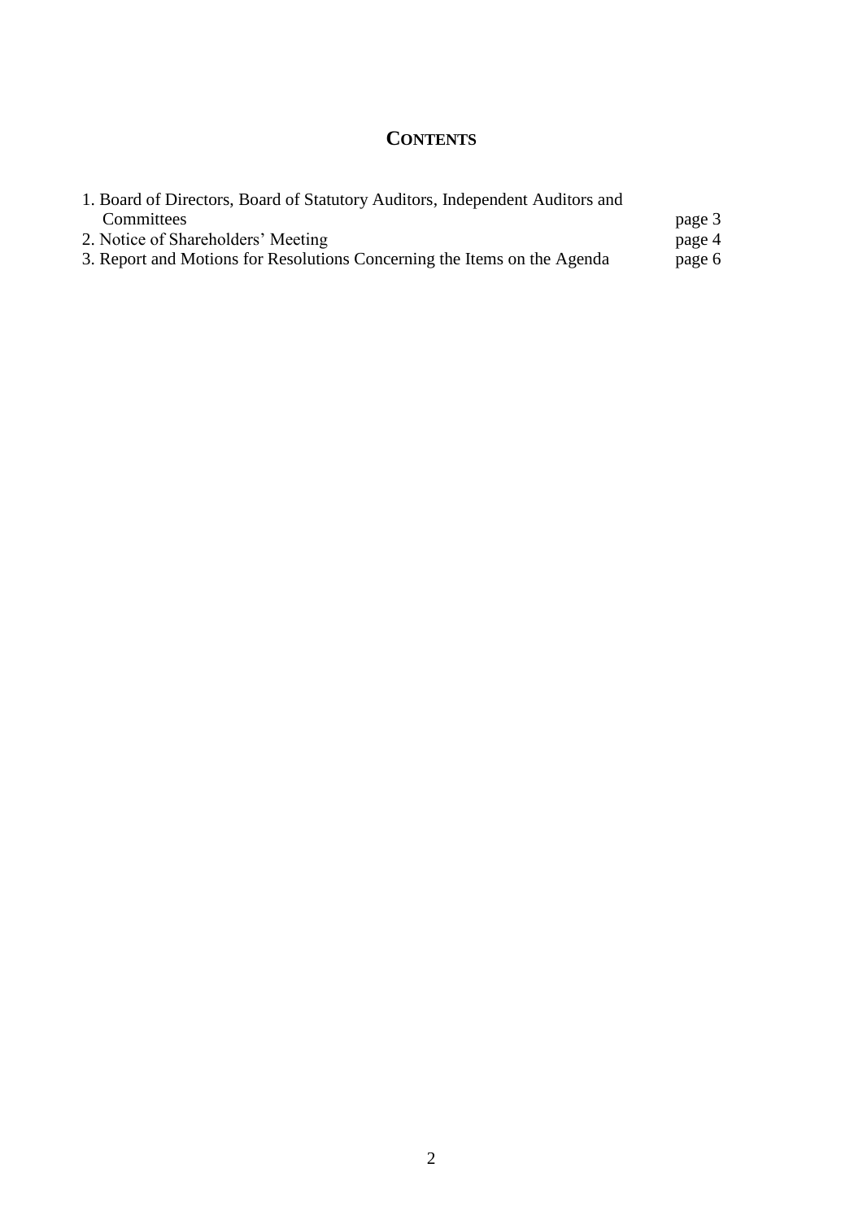# CONTENTS

| | |
|---|---|
| 1. Board of Directors, Board of Statutory Auditors, Independent Auditors and Committees | page 3 |
| 2. Notice of Shareholders' Meeting | page 4 |
| 3. Report and Motions for Resolutions Concerning the Items on the Agenda | page 6 |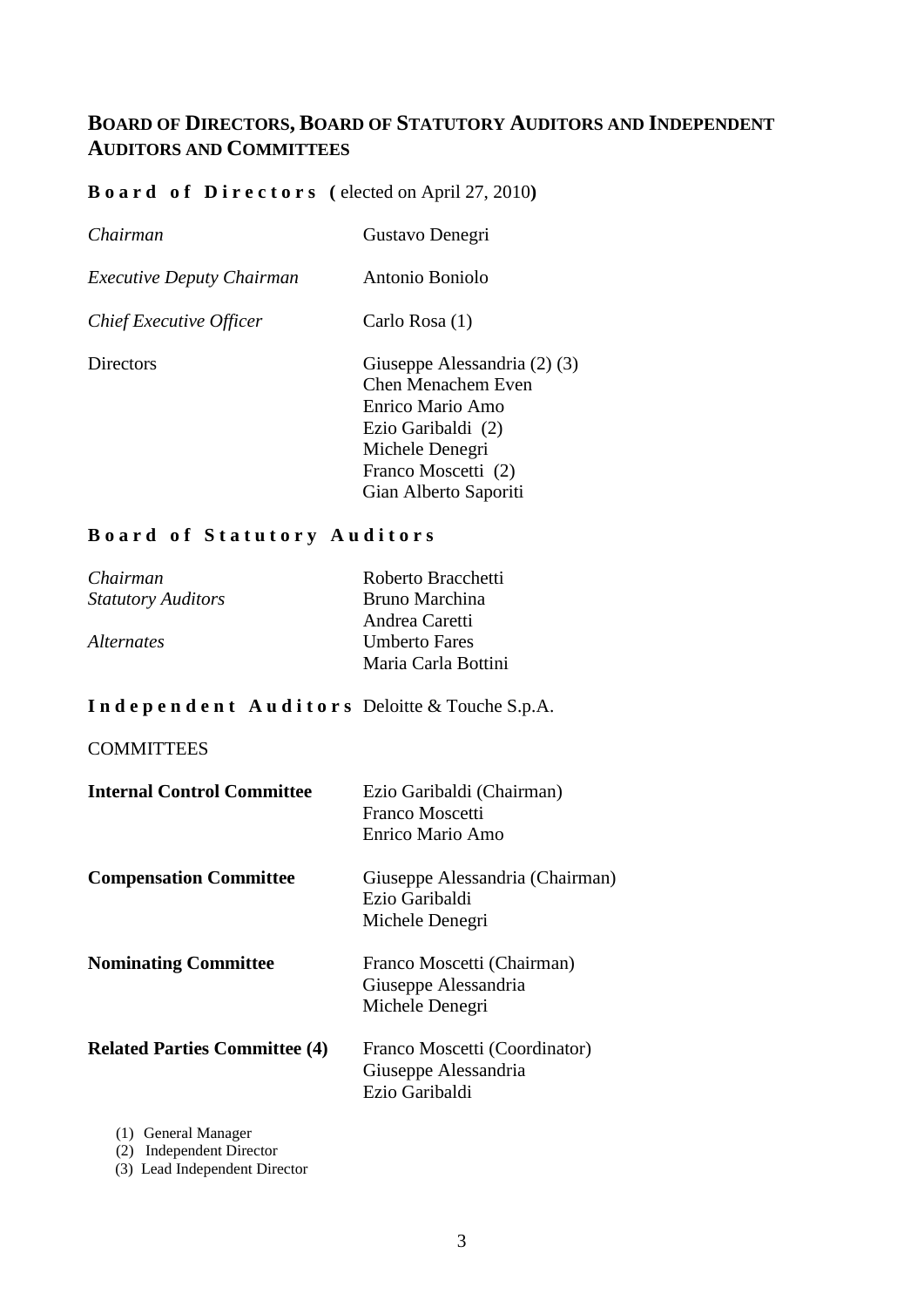## Board of Directors, Board of Statutory Auditors and Independent Auditors and Committees

**Board of Directors (** elected on April 27, 2010**)**

| | |
|---|---|
| *Chairman* | Gustavo Denegri |
| *Executive Deputy Chairman* | Antonio Boniolo |
| *Chief Executive Officer* | Carlo Rosa (1) |
| Directors | Giuseppe Alessandria (2) (3)<br>Chen Menachem Even<br>Enrico Mario Amo<br>Ezio Garibaldi (2)<br>Michele Denegri<br>Franco Moscetti (2)<br>Gian Alberto Saporiti |

**Board of Statutory Auditors**

| | |
|---|---|
| *Chairman* | Roberto Bracchetti |
| *Statutory Auditors* | Bruno Marchina<br>Andrea Caretti |
| *Alternates* | Umberto Fares<br>Maria Carla Bottini |

**Independent Auditors** Deloitte & Touche S.p.A.

COMMITTEES

| | |
|---|---|
| **Internal Control Committee** | Ezio Garibaldi (Chairman)<br>Franco Moscetti<br>Enrico Mario Amo |
| **Compensation Committee** | Giuseppe Alessandria (Chairman)<br>Ezio Garibaldi<br>Michele Denegri |
| **Nominating Committee** | Franco Moscetti (Chairman)<br>Giuseppe Alessandria<br>Michele Denegri |
| **Related Parties Committee (4)** | Franco Moscetti (Coordinator)<br>Giuseppe Alessandria<br>Ezio Garibaldi |

(1) General Manager
(2) Independent Director
(3) Lead Independent Director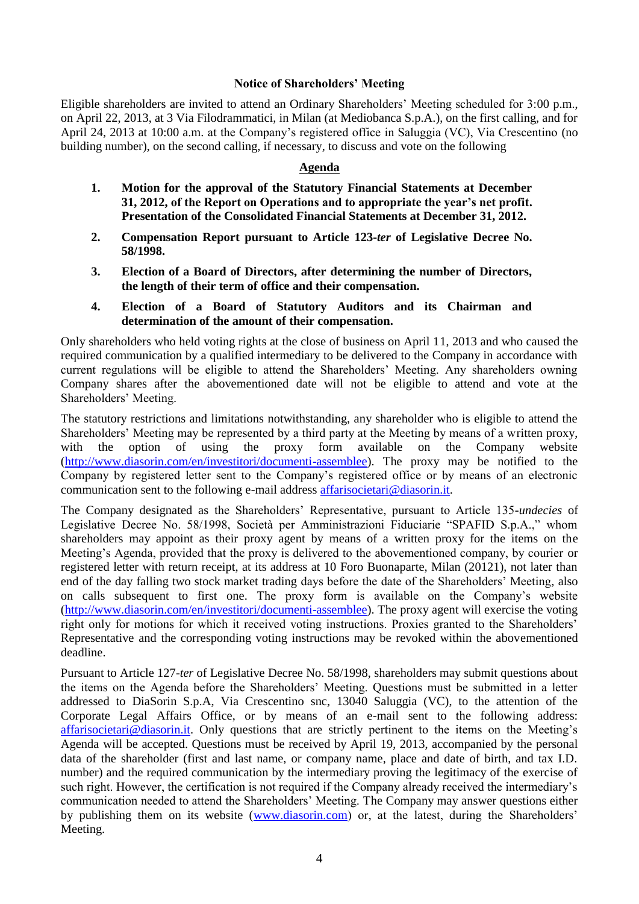**Notice of Shareholders' Meeting**

Eligible shareholders are invited to attend an Ordinary Shareholders' Meeting scheduled for 3:00 p.m., on April 22, 2013, at 3 Via Filodrammatici, in Milan (at Mediobanca S.p.A.), on the first calling, and for April 24, 2013 at 10:00 a.m. at the Company's registered office in Saluggia (VC), Via Crescentino (no building number), on the second calling, if necessary, to discuss and vote on the following

**Agenda**

1. **Motion for the approval of the Statutory Financial Statements at December 31, 2012, of the Report on Operations and to appropriate the year's net profit. Presentation of the Consolidated Financial Statements at December 31, 2012.**
2. **Compensation Report pursuant to Article 123-*ter* of Legislative Decree No. 58/1998.**
3. **Election of a Board of Directors, after determining the number of Directors, the length of their term of office and their compensation.**
4. **Election of a Board of Statutory Auditors and its Chairman and determination of the amount of their compensation.**

Only shareholders who held voting rights at the close of business on April 11, 2013 and who caused the required communication by a qualified intermediary to be delivered to the Company in accordance with current regulations will be eligible to attend the Shareholders' Meeting. Any shareholders owning Company shares after the abovementioned date will not be eligible to attend and vote at the Shareholders' Meeting.

The statutory restrictions and limitations notwithstanding, any shareholder who is eligible to attend the Shareholders' Meeting may be represented by a third party at the Meeting by means of a written proxy, with the option of using the proxy form available on the Company website (http://www.diasorin.com/en/investitori/documenti-assemblee). The proxy may be notified to the Company by registered letter sent to the Company's registered office or by means of an electronic communication sent to the following e-mail address affarisocietari@diasorin.it.

The Company designated as the Shareholders' Representative, pursuant to Article 135-*undecies* of Legislative Decree No. 58/1998, Società per Amministrazioni Fiduciarie "SPAFID S.p.A.," whom shareholders may appoint as their proxy agent by means of a written proxy for the items on the Meeting's Agenda, provided that the proxy is delivered to the abovementioned company, by courier or registered letter with return receipt, at its address at 10 Foro Buonaparte, Milan (20121), not later than end of the day falling two stock market trading days before the date of the Shareholders' Meeting, also on calls subsequent to first one. The proxy form is available on the Company's website (http://www.diasorin.com/en/investitori/documenti-assemblee). The proxy agent will exercise the voting right only for motions for which it received voting instructions. Proxies granted to the Shareholders' Representative and the corresponding voting instructions may be revoked within the abovementioned deadline.

Pursuant to Article 127-*ter* of Legislative Decree No. 58/1998, shareholders may submit questions about the items on the Agenda before the Shareholders' Meeting. Questions must be submitted in a letter addressed to DiaSorin S.p.A, Via Crescentino snc, 13040 Saluggia (VC), to the attention of the Corporate Legal Affairs Office, or by means of an e-mail sent to the following address: affarisocietari@diasorin.it. Only questions that are strictly pertinent to the items on the Meeting's Agenda will be accepted. Questions must be received by April 19, 2013, accompanied by the personal data of the shareholder (first and last name, or company name, place and date of birth, and tax I.D. number) and the required communication by the intermediary proving the legitimacy of the exercise of such right. However, the certification is not required if the Company already received the intermediary's communication needed to attend the Shareholders' Meeting. The Company may answer questions either by publishing them on its website (www.diasorin.com) or, at the latest, during the Shareholders' Meeting.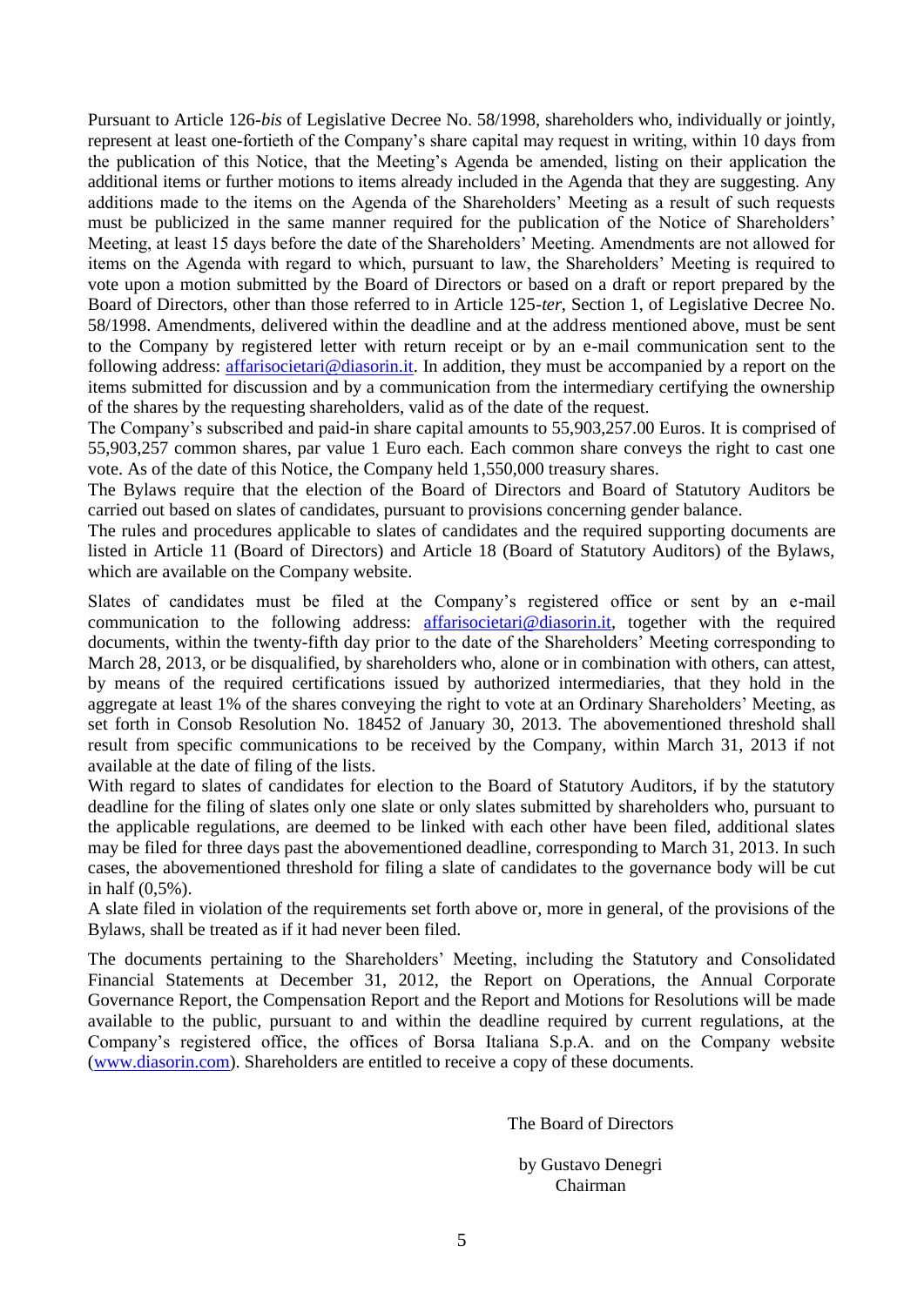Pursuant to Article 126-*bis* of Legislative Decree No. 58/1998, shareholders who, individually or jointly, represent at least one-fortieth of the Company's share capital may request in writing, within 10 days from the publication of this Notice, that the Meeting's Agenda be amended, listing on their application the additional items or further motions to items already included in the Agenda that they are suggesting. Any additions made to the items on the Agenda of the Shareholders' Meeting as a result of such requests must be publicized in the same manner required for the publication of the Notice of Shareholders' Meeting, at least 15 days before the date of the Shareholders' Meeting. Amendments are not allowed for items on the Agenda with regard to which, pursuant to law, the Shareholders' Meeting is required to vote upon a motion submitted by the Board of Directors or based on a draft or report prepared by the Board of Directors, other than those referred to in Article 125-*ter*, Section 1, of Legislative Decree No. 58/1998. Amendments, delivered within the deadline and at the address mentioned above, must be sent to the Company by registered letter with return receipt or by an e-mail communication sent to the following address: affarisocietari@diasorin.it. In addition, they must be accompanied by a report on the items submitted for discussion and by a communication from the intermediary certifying the ownership of the shares by the requesting shareholders, valid as of the date of the request.
The Company's subscribed and paid-in share capital amounts to 55,903,257.00 Euros. It is comprised of 55,903,257 common shares, par value 1 Euro each. Each common share conveys the right to cast one vote. As of the date of this Notice, the Company held 1,550,000 treasury shares.
The Bylaws require that the election of the Board of Directors and Board of Statutory Auditors be carried out based on slates of candidates, pursuant to provisions concerning gender balance.
The rules and procedures applicable to slates of candidates and the required supporting documents are listed in Article 11 (Board of Directors) and Article 18 (Board of Statutory Auditors) of the Bylaws, which are available on the Company website.

Slates of candidates must be filed at the Company's registered office or sent by an e-mail communication to the following address: affarisocietari@diasorin.it, together with the required documents, within the twenty-fifth day prior to the date of the Shareholders' Meeting corresponding to March 28, 2013, or be disqualified, by shareholders who, alone or in combination with others, can attest, by means of the required certifications issued by authorized intermediaries, that they hold in the aggregate at least 1% of the shares conveying the right to vote at an Ordinary Shareholders' Meeting, as set forth in Consob Resolution No. 18452 of January 30, 2013. The abovementioned threshold shall result from specific communications to be received by the Company, within March 31, 2013 if not available at the date of filing of the lists.
With regard to slates of candidates for election to the Board of Statutory Auditors, if by the statutory deadline for the filing of slates only one slate or only slates submitted by shareholders who, pursuant to the applicable regulations, are deemed to be linked with each other have been filed, additional slates may be filed for three days past the abovementioned deadline, corresponding to March 31, 2013. In such cases, the abovementioned threshold for filing a slate of candidates to the governance body will be cut in half (0,5%).
A slate filed in violation of the requirements set forth above or, more in general, of the provisions of the Bylaws, shall be treated as if it had never been filed.

The documents pertaining to the Shareholders' Meeting, including the Statutory and Consolidated Financial Statements at December 31, 2012, the Report on Operations, the Annual Corporate Governance Report, the Compensation Report and the Report and Motions for Resolutions will be made available to the public, pursuant to and within the deadline required by current regulations, at the Company's registered office, the offices of Borsa Italiana S.p.A. and on the Company website (www.diasorin.com). Shareholders are entitled to receive a copy of these documents.

The Board of Directors

by Gustavo Denegri
Chairman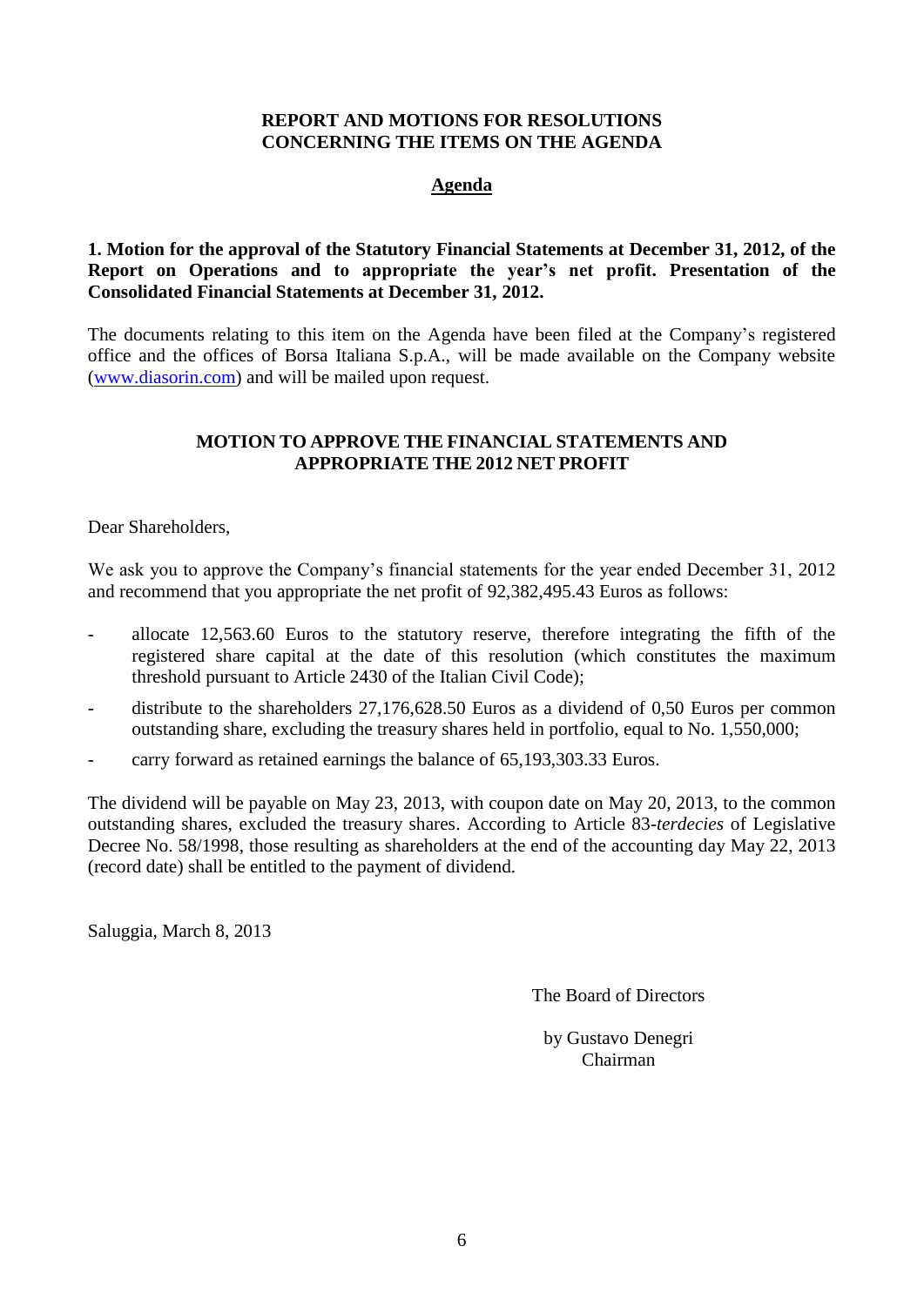## REPORT AND MOTIONS FOR RESOLUTIONS CONCERNING THE ITEMS ON THE AGENDA

### Agenda

**1. Motion for the approval of the Statutory Financial Statements at December 31, 2012, of the Report on Operations and to appropriate the year's net profit. Presentation of the Consolidated Financial Statements at December 31, 2012.**

The documents relating to this item on the Agenda have been filed at the Company's registered office and the offices of Borsa Italiana S.p.A., will be made available on the Company website (www.diasorin.com) and will be mailed upon request.

### MOTION TO APPROVE THE FINANCIAL STATEMENTS AND APPROPRIATE THE 2012 NET PROFIT

Dear Shareholders,

We ask you to approve the Company's financial statements for the year ended December 31, 2012 and recommend that you appropriate the net profit of 92,382,495.43 Euros as follows:

- allocate 12,563.60 Euros to the statutory reserve, therefore integrating the fifth of the registered share capital at the date of this resolution (which constitutes the maximum threshold pursuant to Article 2430 of the Italian Civil Code);
- distribute to the shareholders 27,176,628.50 Euros as a dividend of 0,50 Euros per common outstanding share, excluding the treasury shares held in portfolio, equal to No. 1,550,000;
- carry forward as retained earnings the balance of 65,193,303.33 Euros.

The dividend will be payable on May 23, 2013, with coupon date on May 20, 2013, to the common outstanding shares, excluded the treasury shares. According to Article 83-*terdecies* of Legislative Decree No. 58/1998, those resulting as shareholders at the end of the accounting day May 22, 2013 (record date) shall be entitled to the payment of dividend.

Saluggia, March 8, 2013

The Board of Directors

by Gustavo Denegri
Chairman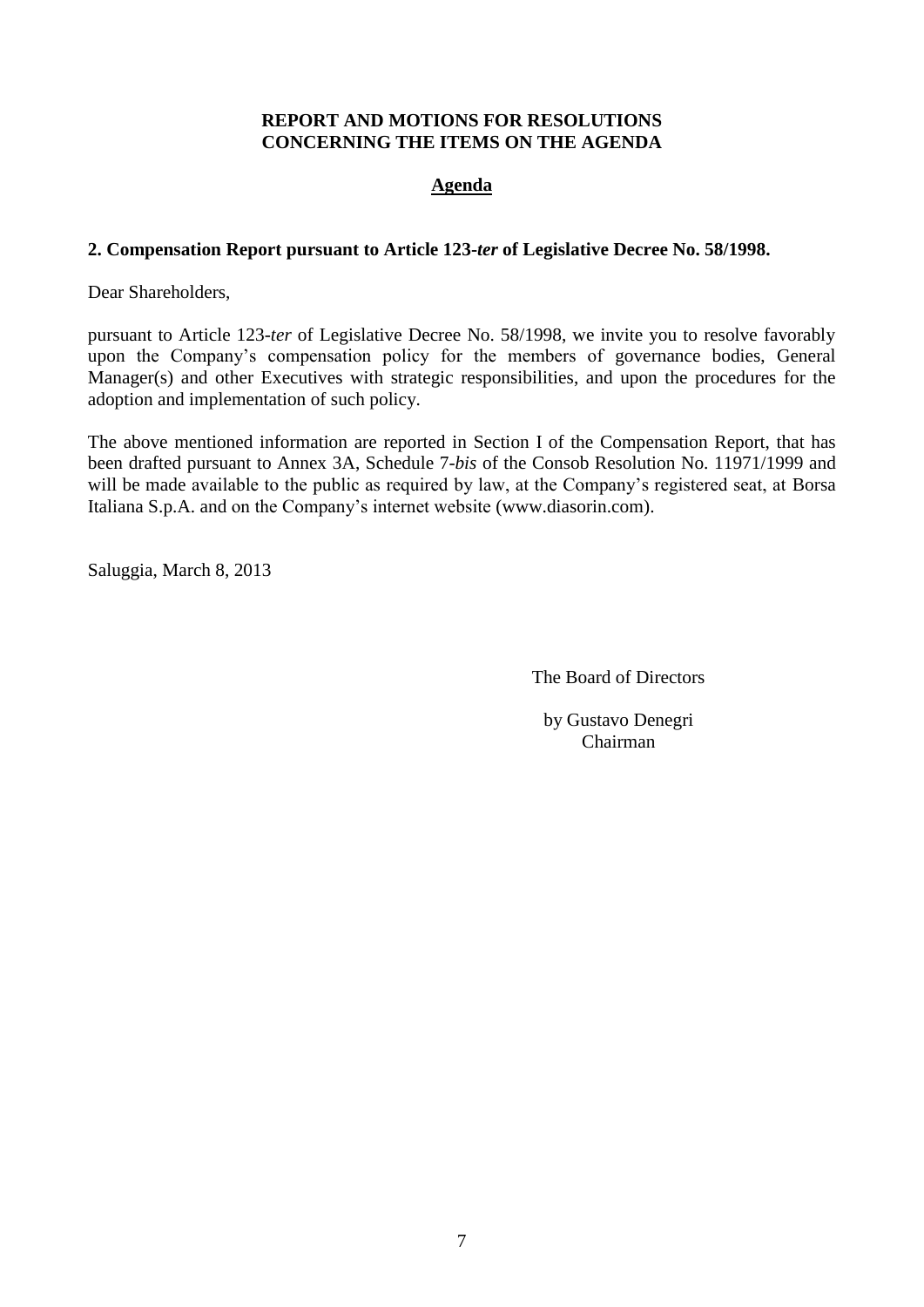**REPORT AND MOTIONS FOR RESOLUTIONS CONCERNING THE ITEMS ON THE AGENDA**

**Agenda**

**2. Compensation Report pursuant to Article 123-*ter* of Legislative Decree No. 58/1998.**

Dear Shareholders,

pursuant to Article 123-*ter* of Legislative Decree No. 58/1998, we invite you to resolve favorably upon the Company's compensation policy for the members of governance bodies, General Manager(s) and other Executives with strategic responsibilities, and upon the procedures for the adoption and implementation of such policy.

The above mentioned information are reported in Section I of the Compensation Report, that has been drafted pursuant to Annex 3A, Schedule 7-*bis* of the Consob Resolution No. 11971/1999 and will be made available to the public as required by law, at the Company's registered seat, at Borsa Italiana S.p.A. and on the Company's internet website (www.diasorin.com).

Saluggia, March 8, 2013

The Board of Directors

by Gustavo Denegri
Chairman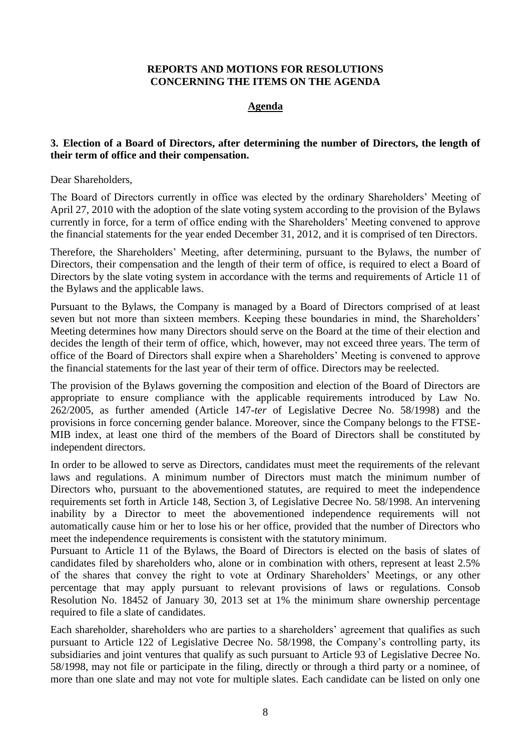**REPORTS AND MOTIONS FOR RESOLUTIONS CONCERNING THE ITEMS ON THE AGENDA**

**Agenda**

**3. Election of a Board of Directors, after determining the number of Directors, the length of their term of office and their compensation.**

Dear Shareholders,

The Board of Directors currently in office was elected by the ordinary Shareholders' Meeting of April 27, 2010 with the adoption of the slate voting system according to the provision of the Bylaws currently in force, for a term of office ending with the Shareholders' Meeting convened to approve the financial statements for the year ended December 31, 2012, and it is comprised of ten Directors.

Therefore, the Shareholders' Meeting, after determining, pursuant to the Bylaws, the number of Directors, their compensation and the length of their term of office, is required to elect a Board of Directors by the slate voting system in accordance with the terms and requirements of Article 11 of the Bylaws and the applicable laws.

Pursuant to the Bylaws, the Company is managed by a Board of Directors comprised of at least seven but not more than sixteen members. Keeping these boundaries in mind, the Shareholders' Meeting determines how many Directors should serve on the Board at the time of their election and decides the length of their term of office, which, however, may not exceed three years. The term of office of the Board of Directors shall expire when a Shareholders' Meeting is convened to approve the financial statements for the last year of their term of office. Directors may be reelected.

The provision of the Bylaws governing the composition and election of the Board of Directors are appropriate to ensure compliance with the applicable requirements introduced by Law No. 262/2005, as further amended (Article 147-*ter* of Legislative Decree No. 58/1998) and the provisions in force concerning gender balance. Moreover, since the Company belongs to the FTSE-MIB index, at least one third of the members of the Board of Directors shall be constituted by independent directors.

In order to be allowed to serve as Directors, candidates must meet the requirements of the relevant laws and regulations. A minimum number of Directors must match the minimum number of Directors who, pursuant to the abovementioned statutes, are required to meet the independence requirements set forth in Article 148, Section 3, of Legislative Decree No. 58/1998. An intervening inability by a Director to meet the abovementioned independence requirements will not automatically cause him or her to lose his or her office, provided that the number of Directors who meet the independence requirements is consistent with the statutory minimum.

Pursuant to Article 11 of the Bylaws, the Board of Directors is elected on the basis of slates of candidates filed by shareholders who, alone or in combination with others, represent at least 2.5% of the shares that convey the right to vote at Ordinary Shareholders' Meetings, or any other percentage that may apply pursuant to relevant provisions of laws or regulations. Consob Resolution No. 18452 of January 30, 2013 set at 1% the minimum share ownership percentage required to file a slate of candidates.

Each shareholder, shareholders who are parties to a shareholders' agreement that qualifies as such pursuant to Article 122 of Legislative Decree No. 58/1998, the Company's controlling party, its subsidiaries and joint ventures that qualify as such pursuant to Article 93 of Legislative Decree No. 58/1998, may not file or participate in the filing, directly or through a third party or a nominee, of more than one slate and may not vote for multiple slates. Each candidate can be listed on only one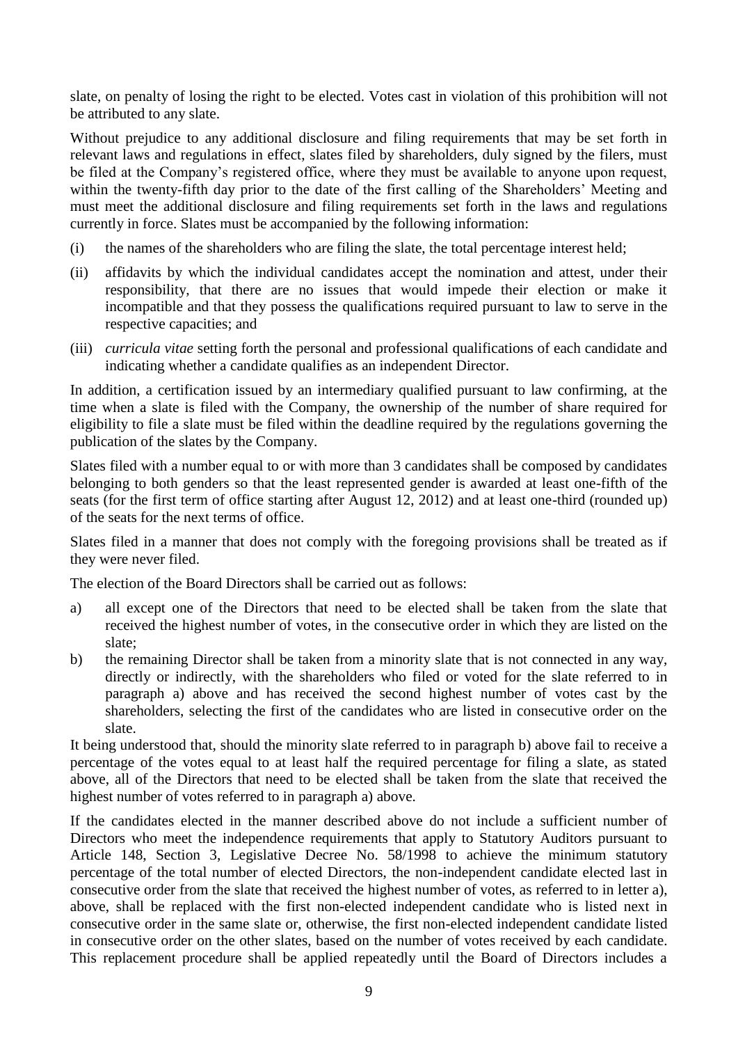slate, on penalty of losing the right to be elected. Votes cast in violation of this prohibition will not be attributed to any slate.

Without prejudice to any additional disclosure and filing requirements that may be set forth in relevant laws and regulations in effect, slates filed by shareholders, duly signed by the filers, must be filed at the Company's registered office, where they must be available to anyone upon request, within the twenty-fifth day prior to the date of the first calling of the Shareholders' Meeting and must meet the additional disclosure and filing requirements set forth in the laws and regulations currently in force. Slates must be accompanied by the following information:

(i) the names of the shareholders who are filing the slate, the total percentage interest held;

(ii) affidavits by which the individual candidates accept the nomination and attest, under their responsibility, that there are no issues that would impede their election or make it incompatible and that they possess the qualifications required pursuant to law to serve in the respective capacities; and

(iii) *curricula vitae* setting forth the personal and professional qualifications of each candidate and indicating whether a candidate qualifies as an independent Director.

In addition, a certification issued by an intermediary qualified pursuant to law confirming, at the time when a slate is filed with the Company, the ownership of the number of share required for eligibility to file a slate must be filed within the deadline required by the regulations governing the publication of the slates by the Company.

Slates filed with a number equal to or with more than 3 candidates shall be composed by candidates belonging to both genders so that the least represented gender is awarded at least one-fifth of the seats (for the first term of office starting after August 12, 2012) and at least one-third (rounded up) of the seats for the next terms of office.

Slates filed in a manner that does not comply with the foregoing provisions shall be treated as if they were never filed.

The election of the Board Directors shall be carried out as follows:

a) all except one of the Directors that need to be elected shall be taken from the slate that received the highest number of votes, in the consecutive order in which they are listed on the slate;

b) the remaining Director shall be taken from a minority slate that is not connected in any way, directly or indirectly, with the shareholders who filed or voted for the slate referred to in paragraph a) above and has received the second highest number of votes cast by the shareholders, selecting the first of the candidates who are listed in consecutive order on the slate.

It being understood that, should the minority slate referred to in paragraph b) above fail to receive a percentage of the votes equal to at least half the required percentage for filing a slate, as stated above, all of the Directors that need to be elected shall be taken from the slate that received the highest number of votes referred to in paragraph a) above.

If the candidates elected in the manner described above do not include a sufficient number of Directors who meet the independence requirements that apply to Statutory Auditors pursuant to Article 148, Section 3, Legislative Decree No. 58/1998 to achieve the minimum statutory percentage of the total number of elected Directors, the non-independent candidate elected last in consecutive order from the slate that received the highest number of votes, as referred to in letter a), above, shall be replaced with the first non-elected independent candidate who is listed next in consecutive order in the same slate or, otherwise, the first non-elected independent candidate listed in consecutive order on the other slates, based on the number of votes received by each candidate. This replacement procedure shall be applied repeatedly until the Board of Directors includes a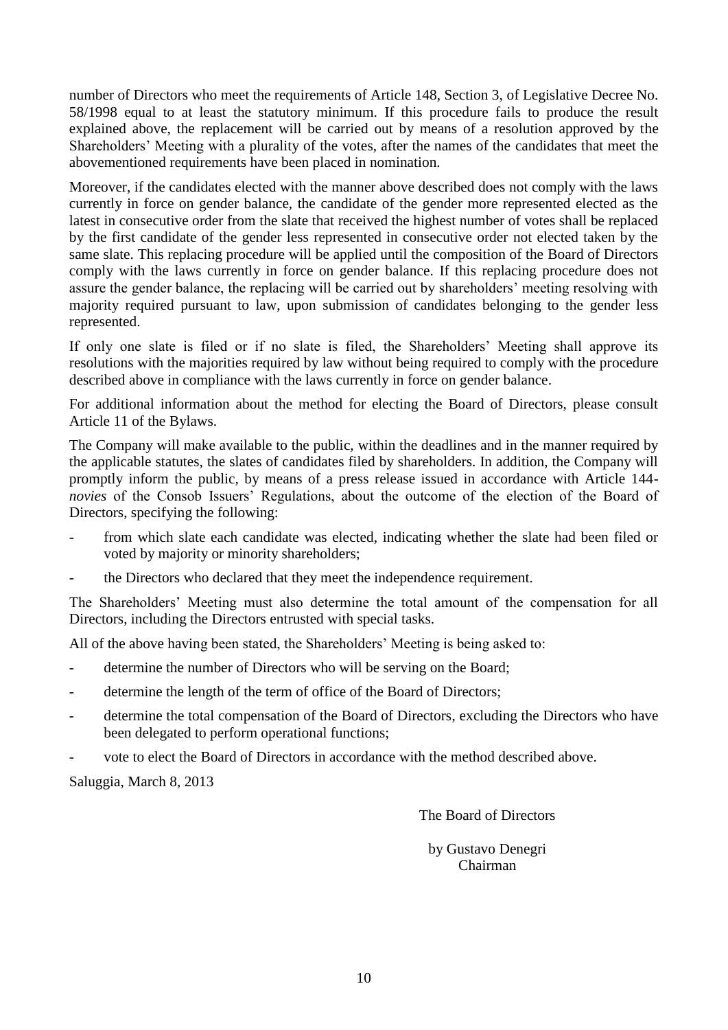number of Directors who meet the requirements of Article 148, Section 3, of Legislative Decree No. 58/1998 equal to at least the statutory minimum. If this procedure fails to produce the result explained above, the replacement will be carried out by means of a resolution approved by the Shareholders' Meeting with a plurality of the votes, after the names of the candidates that meet the abovementioned requirements have been placed in nomination.

Moreover, if the candidates elected with the manner above described does not comply with the laws currently in force on gender balance, the candidate of the gender more represented elected as the latest in consecutive order from the slate that received the highest number of votes shall be replaced by the first candidate of the gender less represented in consecutive order not elected taken by the same slate. This replacing procedure will be applied until the composition of the Board of Directors comply with the laws currently in force on gender balance. If this replacing procedure does not assure the gender balance, the replacing will be carried out by shareholders' meeting resolving with majority required pursuant to law, upon submission of candidates belonging to the gender less represented.

If only one slate is filed or if no slate is filed, the Shareholders' Meeting shall approve its resolutions with the majorities required by law without being required to comply with the procedure described above in compliance with the laws currently in force on gender balance.

For additional information about the method for electing the Board of Directors, please consult Article 11 of the Bylaws.

The Company will make available to the public, within the deadlines and in the manner required by the applicable statutes, the slates of candidates filed by shareholders. In addition, the Company will promptly inform the public, by means of a press release issued in accordance with Article 144-*novies* of the Consob Issuers' Regulations, about the outcome of the election of the Board of Directors, specifying the following:

- from which slate each candidate was elected, indicating whether the slate had been filed or voted by majority or minority shareholders;
- the Directors who declared that they meet the independence requirement.

The Shareholders' Meeting must also determine the total amount of the compensation for all Directors, including the Directors entrusted with special tasks.

All of the above having been stated, the Shareholders' Meeting is being asked to:

- determine the number of Directors who will be serving on the Board;
- determine the length of the term of office of the Board of Directors;
- determine the total compensation of the Board of Directors, excluding the Directors who have been delegated to perform operational functions;
- vote to elect the Board of Directors in accordance with the method described above.

Saluggia, March 8, 2013

The Board of Directors

by Gustavo Denegri
Chairman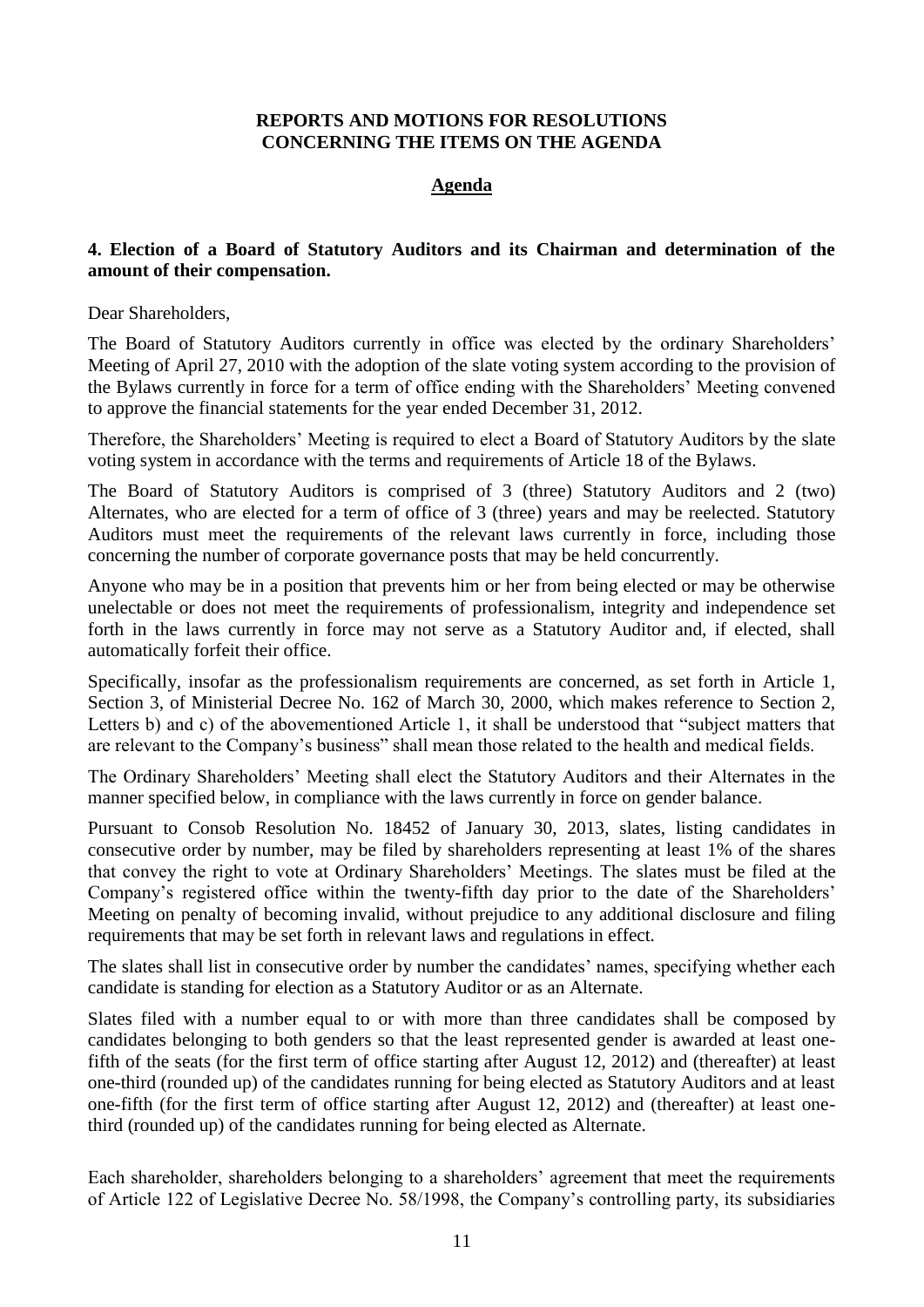**REPORTS AND MOTIONS FOR RESOLUTIONS CONCERNING THE ITEMS ON THE AGENDA**

**Agenda**

**4. Election of a Board of Statutory Auditors and its Chairman and determination of the amount of their compensation.**

Dear Shareholders,

The Board of Statutory Auditors currently in office was elected by the ordinary Shareholders' Meeting of April 27, 2010 with the adoption of the slate voting system according to the provision of the Bylaws currently in force for a term of office ending with the Shareholders' Meeting convened to approve the financial statements for the year ended December 31, 2012.

Therefore, the Shareholders' Meeting is required to elect a Board of Statutory Auditors by the slate voting system in accordance with the terms and requirements of Article 18 of the Bylaws.

The Board of Statutory Auditors is comprised of 3 (three) Statutory Auditors and 2 (two) Alternates, who are elected for a term of office of 3 (three) years and may be reelected. Statutory Auditors must meet the requirements of the relevant laws currently in force, including those concerning the number of corporate governance posts that may be held concurrently.

Anyone who may be in a position that prevents him or her from being elected or may be otherwise unelectable or does not meet the requirements of professionalism, integrity and independence set forth in the laws currently in force may not serve as a Statutory Auditor and, if elected, shall automatically forfeit their office.

Specifically, insofar as the professionalism requirements are concerned, as set forth in Article 1, Section 3, of Ministerial Decree No. 162 of March 30, 2000, which makes reference to Section 2, Letters b) and c) of the abovementioned Article 1, it shall be understood that "subject matters that are relevant to the Company's business" shall mean those related to the health and medical fields.

The Ordinary Shareholders' Meeting shall elect the Statutory Auditors and their Alternates in the manner specified below, in compliance with the laws currently in force on gender balance.

Pursuant to Consob Resolution No. 18452 of January 30, 2013, slates, listing candidates in consecutive order by number, may be filed by shareholders representing at least 1% of the shares that convey the right to vote at Ordinary Shareholders' Meetings. The slates must be filed at the Company's registered office within the twenty-fifth day prior to the date of the Shareholders' Meeting on penalty of becoming invalid, without prejudice to any additional disclosure and filing requirements that may be set forth in relevant laws and regulations in effect.

The slates shall list in consecutive order by number the candidates' names, specifying whether each candidate is standing for election as a Statutory Auditor or as an Alternate.

Slates filed with a number equal to or with more than three candidates shall be composed by candidates belonging to both genders so that the least represented gender is awarded at least one-fifth of the seats (for the first term of office starting after August 12, 2012) and (thereafter) at least one-third (rounded up) of the candidates running for being elected as Statutory Auditors and at least one-fifth (for the first term of office starting after August 12, 2012) and (thereafter) at least one-third (rounded up) of the candidates running for being elected as Alternate.

Each shareholder, shareholders belonging to a shareholders' agreement that meet the requirements of Article 122 of Legislative Decree No. 58/1998, the Company's controlling party, its subsidiaries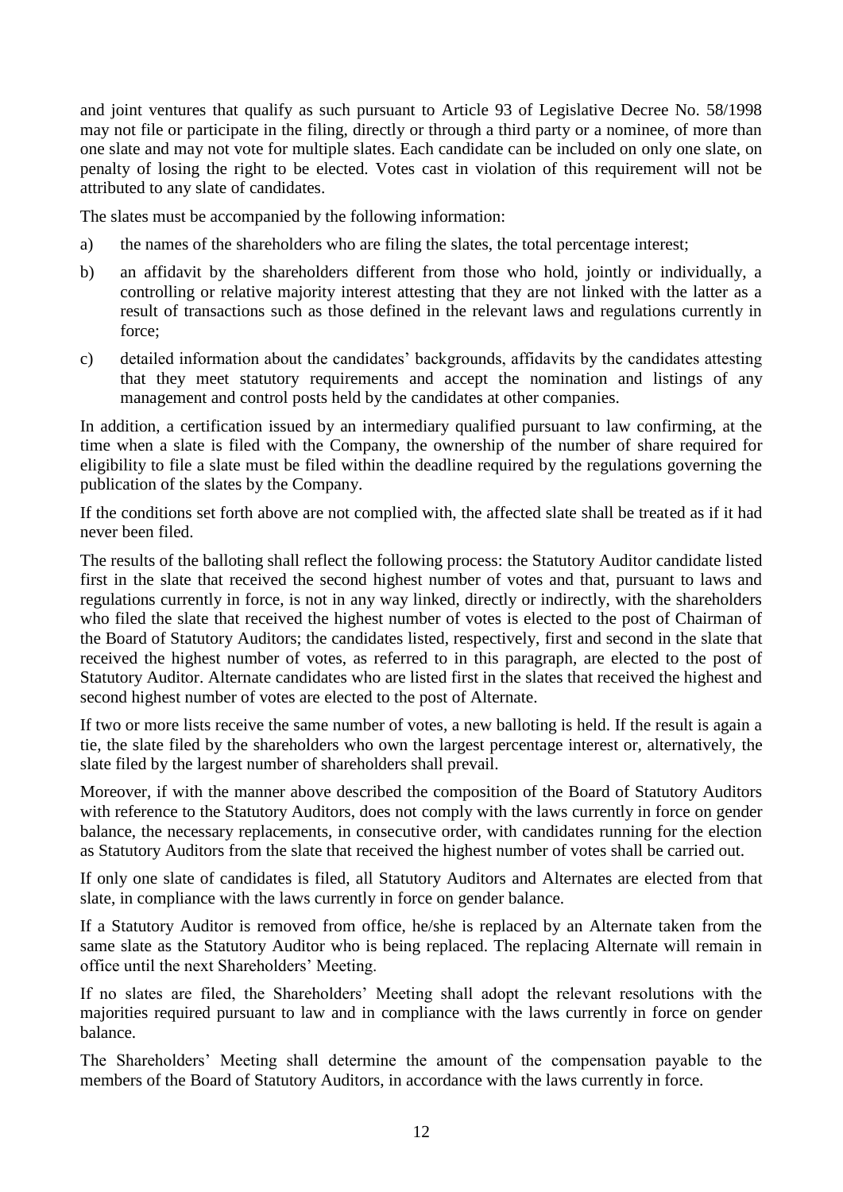and joint ventures that qualify as such pursuant to Article 93 of Legislative Decree No. 58/1998 may not file or participate in the filing, directly or through a third party or a nominee, of more than one slate and may not vote for multiple slates. Each candidate can be included on only one slate, on penalty of losing the right to be elected. Votes cast in violation of this requirement will not be attributed to any slate of candidates.

The slates must be accompanied by the following information:

a) the names of the shareholders who are filing the slates, the total percentage interest;

b) an affidavit by the shareholders different from those who hold, jointly or individually, a controlling or relative majority interest attesting that they are not linked with the latter as a result of transactions such as those defined in the relevant laws and regulations currently in force;

c) detailed information about the candidates' backgrounds, affidavits by the candidates attesting that they meet statutory requirements and accept the nomination and listings of any management and control posts held by the candidates at other companies.

In addition, a certification issued by an intermediary qualified pursuant to law confirming, at the time when a slate is filed with the Company, the ownership of the number of share required for eligibility to file a slate must be filed within the deadline required by the regulations governing the publication of the slates by the Company.

If the conditions set forth above are not complied with, the affected slate shall be treated as if it had never been filed.

The results of the balloting shall reflect the following process: the Statutory Auditor candidate listed first in the slate that received the second highest number of votes and that, pursuant to laws and regulations currently in force, is not in any way linked, directly or indirectly, with the shareholders who filed the slate that received the highest number of votes is elected to the post of Chairman of the Board of Statutory Auditors; the candidates listed, respectively, first and second in the slate that received the highest number of votes, as referred to in this paragraph, are elected to the post of Statutory Auditor. Alternate candidates who are listed first in the slates that received the highest and second highest number of votes are elected to the post of Alternate.

If two or more lists receive the same number of votes, a new balloting is held. If the result is again a tie, the slate filed by the shareholders who own the largest percentage interest or, alternatively, the slate filed by the largest number of shareholders shall prevail.

Moreover, if with the manner above described the composition of the Board of Statutory Auditors with reference to the Statutory Auditors, does not comply with the laws currently in force on gender balance, the necessary replacements, in consecutive order, with candidates running for the election as Statutory Auditors from the slate that received the highest number of votes shall be carried out.

If only one slate of candidates is filed, all Statutory Auditors and Alternates are elected from that slate, in compliance with the laws currently in force on gender balance.

If a Statutory Auditor is removed from office, he/she is replaced by an Alternate taken from the same slate as the Statutory Auditor who is being replaced. The replacing Alternate will remain in office until the next Shareholders' Meeting.

If no slates are filed, the Shareholders' Meeting shall adopt the relevant resolutions with the majorities required pursuant to law and in compliance with the laws currently in force on gender balance.

The Shareholders' Meeting shall determine the amount of the compensation payable to the members of the Board of Statutory Auditors, in accordance with the laws currently in force.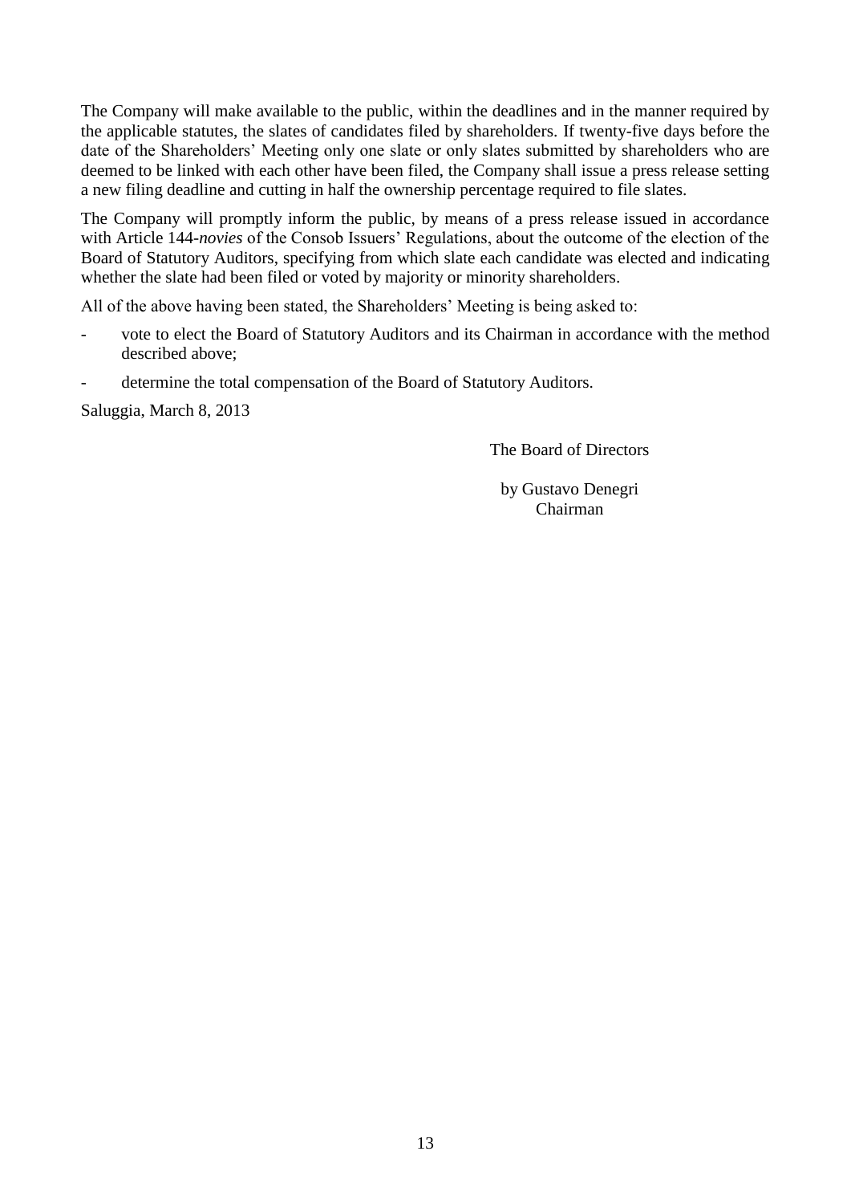The Company will make available to the public, within the deadlines and in the manner required by the applicable statutes, the slates of candidates filed by shareholders. If twenty-five days before the date of the Shareholders' Meeting only one slate or only slates submitted by shareholders who are deemed to be linked with each other have been filed, the Company shall issue a press release setting a new filing deadline and cutting in half the ownership percentage required to file slates.

The Company will promptly inform the public, by means of a press release issued in accordance with Article 144-*novies* of the Consob Issuers' Regulations, about the outcome of the election of the Board of Statutory Auditors, specifying from which slate each candidate was elected and indicating whether the slate had been filed or voted by majority or minority shareholders.

All of the above having been stated, the Shareholders' Meeting is being asked to:

- vote to elect the Board of Statutory Auditors and its Chairman in accordance with the method described above;
- determine the total compensation of the Board of Statutory Auditors.

Saluggia, March 8, 2013

The Board of Directors

by Gustavo Denegri
Chairman